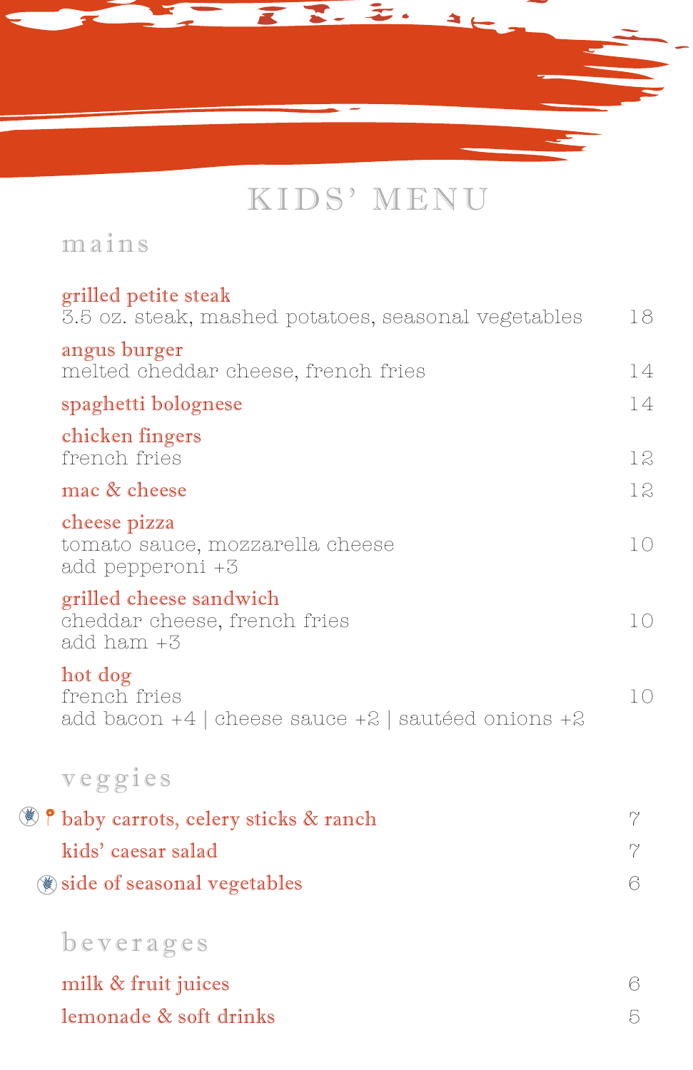# KIDS' MENU

## mains

**grilled petite steak**
3.5 oz. steak, mashed potatoes, seasonal vegetables — 18

**angus burger**
melted cheddar cheese, french fries — 14

**spaghetti bolognese** — 14

**chicken fingers**
french fries — 12

**mac & cheese** — 12

**cheese pizza**
tomato sauce, mozzarella cheese — 10
add pepperoni +3

**grilled cheese sandwich**
cheddar cheese, french fries — 10
add ham +3

**hot dog**
french fries — 10
add bacon +4 | cheese sauce +2 | sautéed onions +2

## veggies

**baby carrots, celery sticks & ranch** — 7

**kids' caesar salad** — 7

**side of seasonal vegetables** — 6

## beverages

**milk & fruit juices** — 6

**lemonade & soft drinks** — 5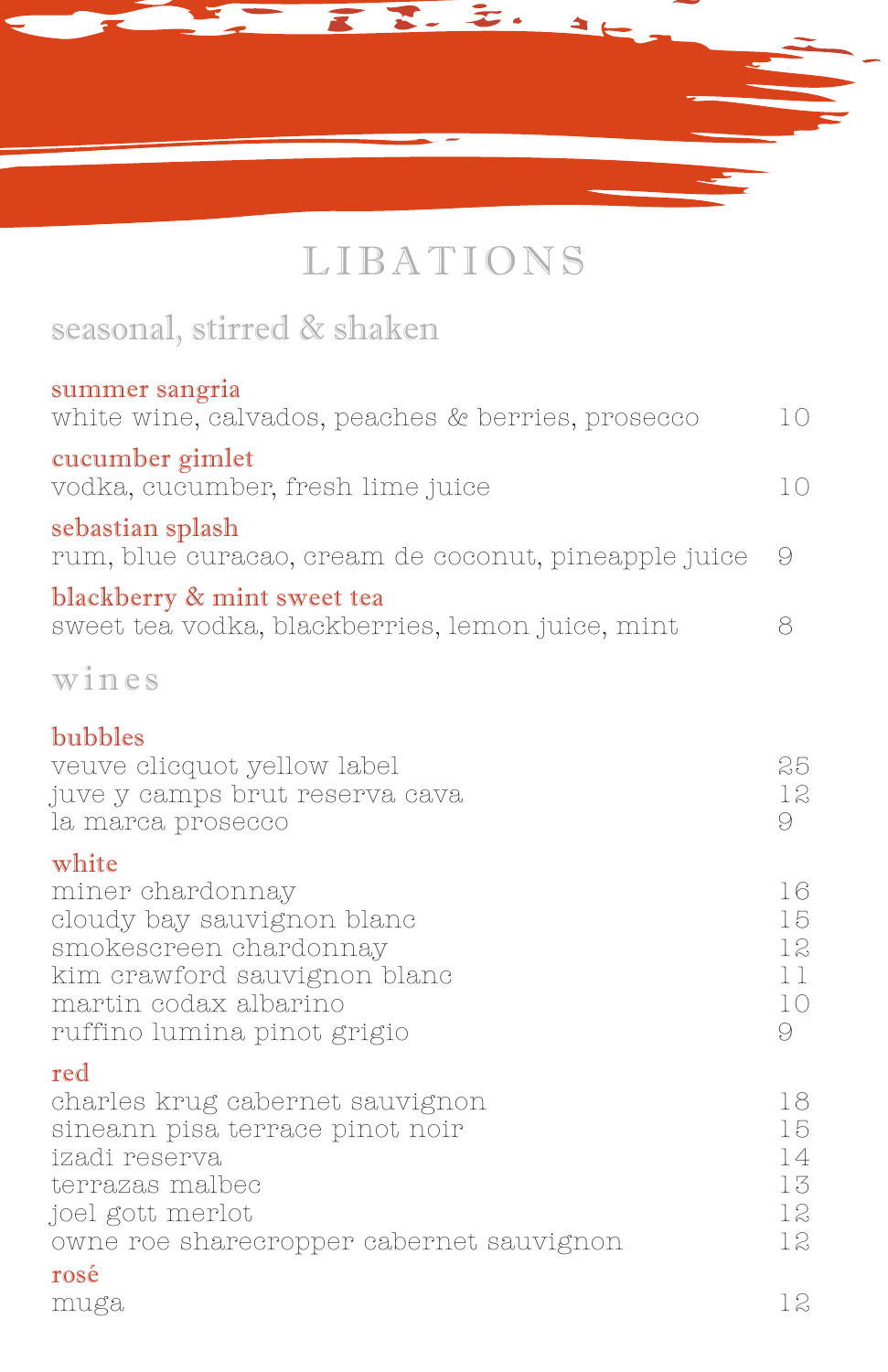# LIBATIONS

## seasonal, stirred & shaken

### summer sangria
white wine, calvados, peaches & berries, prosecco — 10

### cucumber gimlet
vodka, cucumber, fresh lime juice — 10

### sebastian splash
rum, blue curacao, cream de coconut, pineapple juice — 9

### blackberry & mint sweet tea
sweet tea vodka, blackberries, lemon juice, mint — 8

## wines

### bubbles

| | |
|---|---|
| veuve clicquot yellow label | 25 |
| juve y camps brut reserva cava | 12 |
| la marca prosecco | 9 |

### white

| | |
|---|---|
| miner chardonnay | 16 |
| cloudy bay sauvignon blanc | 15 |
| smokescreen chardonnay | 12 |
| kim crawford sauvignon blanc | 11 |
| martin codax albarino | 10 |
| ruffino lumina pinot grigio | 9 |

### red

| | |
|---|---|
| charles krug cabernet sauvignon | 18 |
| sineann pisa terrace pinot noir | 15 |
| izadi reserva | 14 |
| terrazas malbec | 13 |
| joel gott merlot | 12 |
| owne roe sharecropper cabernet sauvignon | 12 |

### rosé

| | |
|---|---|
| muga | 12 |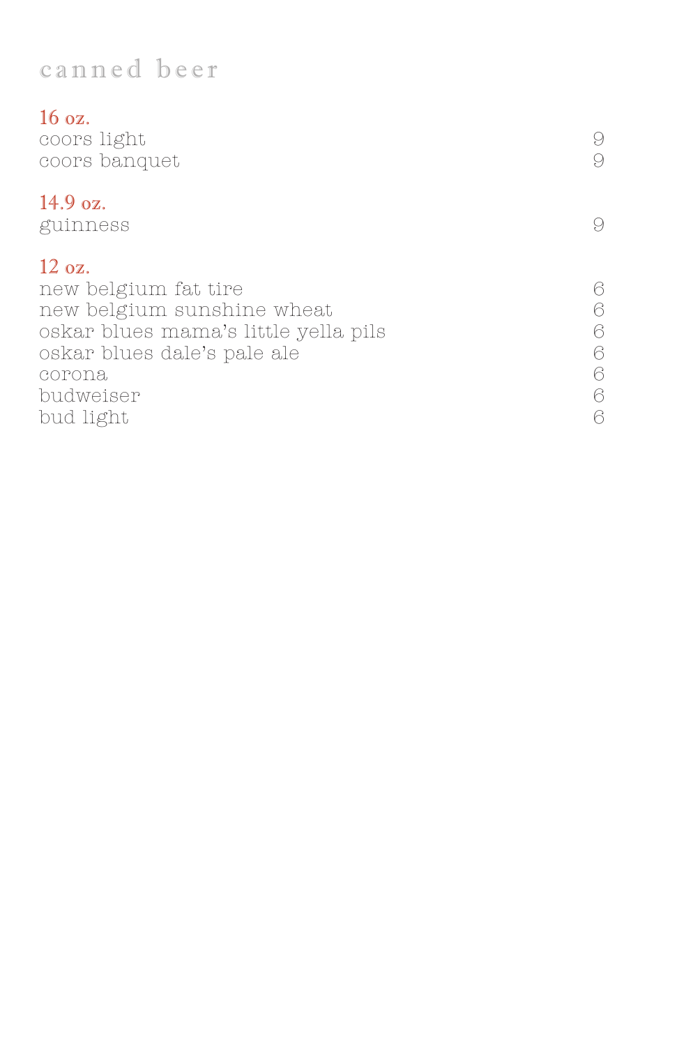# canned beer

### 16 oz.

| | |
|---|---|
| coors light | 9 |
| coors banquet | 9 |

### 14.9 oz.

| | |
|---|---|
| guinness | 9 |

### 12 oz.

| | |
|---|---|
| new belgium fat tire | 6 |
| new belgium sunshine wheat | 6 |
| oskar blues mama’s little yella pils | 6 |
| oskar blues dale’s pale ale | 6 |
| corona | 6 |
| budweiser | 6 |
| bud light | 6 |